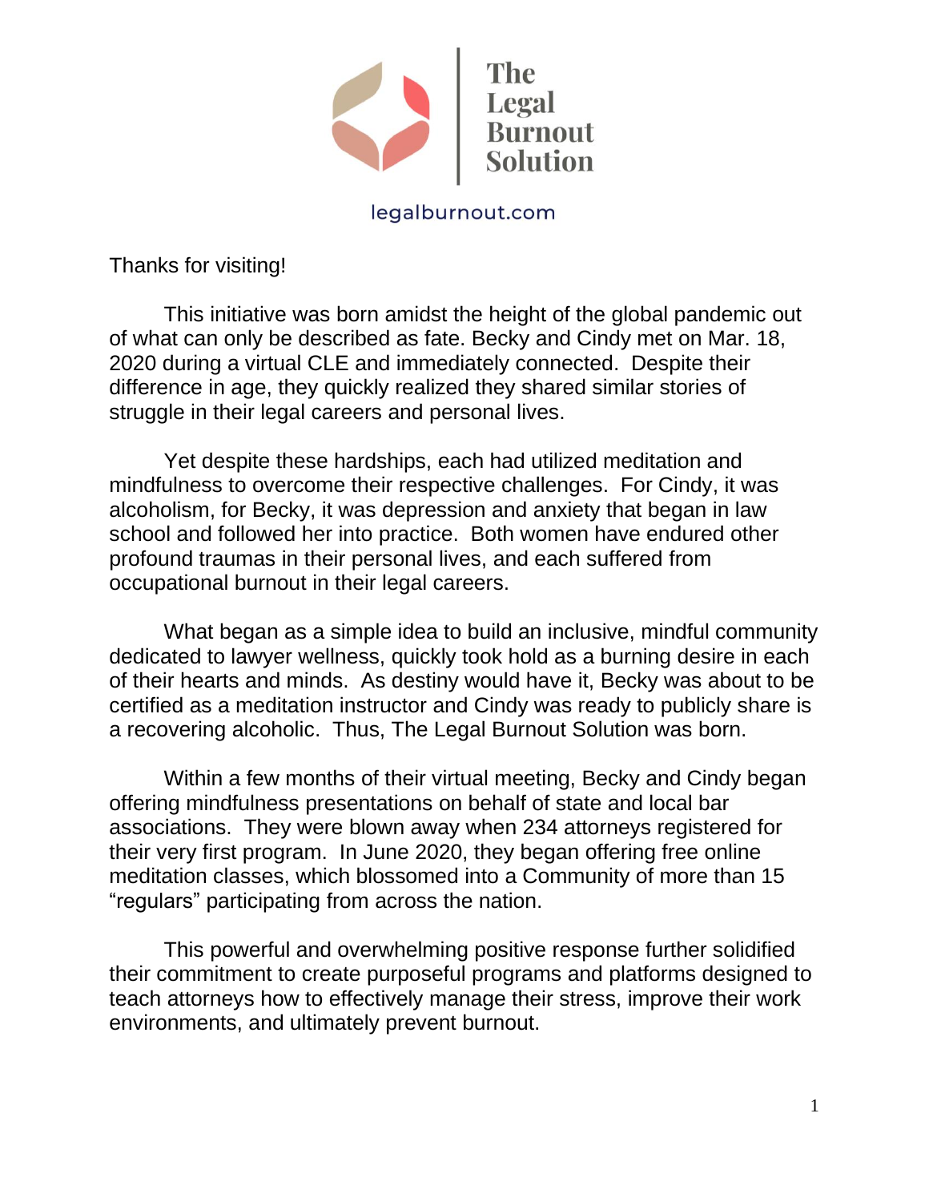The Legal Burnout Solution

legalburnout.com

Thanks for visiting!

This initiative was born amidst the height of the global pandemic out of what can only be described as fate. Becky and Cindy met on Mar. 18, 2020 during a virtual CLE and immediately connected. Despite their difference in age, they quickly realized they shared similar stories of struggle in their legal careers and personal lives.

Yet despite these hardships, each had utilized meditation and mindfulness to overcome their respective challenges. For Cindy, it was alcoholism, for Becky, it was depression and anxiety that began in law school and followed her into practice. Both women have endured other profound traumas in their personal lives, and each suffered from occupational burnout in their legal careers.

What began as a simple idea to build an inclusive, mindful community dedicated to lawyer wellness, quickly took hold as a burning desire in each of their hearts and minds. As destiny would have it, Becky was about to be certified as a meditation instructor and Cindy was ready to publicly share is a recovering alcoholic. Thus, The Legal Burnout Solution was born.

Within a few months of their virtual meeting, Becky and Cindy began offering mindfulness presentations on behalf of state and local bar associations. They were blown away when 234 attorneys registered for their very first program. In June 2020, they began offering free online meditation classes, which blossomed into a Community of more than 15 "regulars" participating from across the nation.

This powerful and overwhelming positive response further solidified their commitment to create purposeful programs and platforms designed to teach attorneys how to effectively manage their stress, improve their work environments, and ultimately prevent burnout.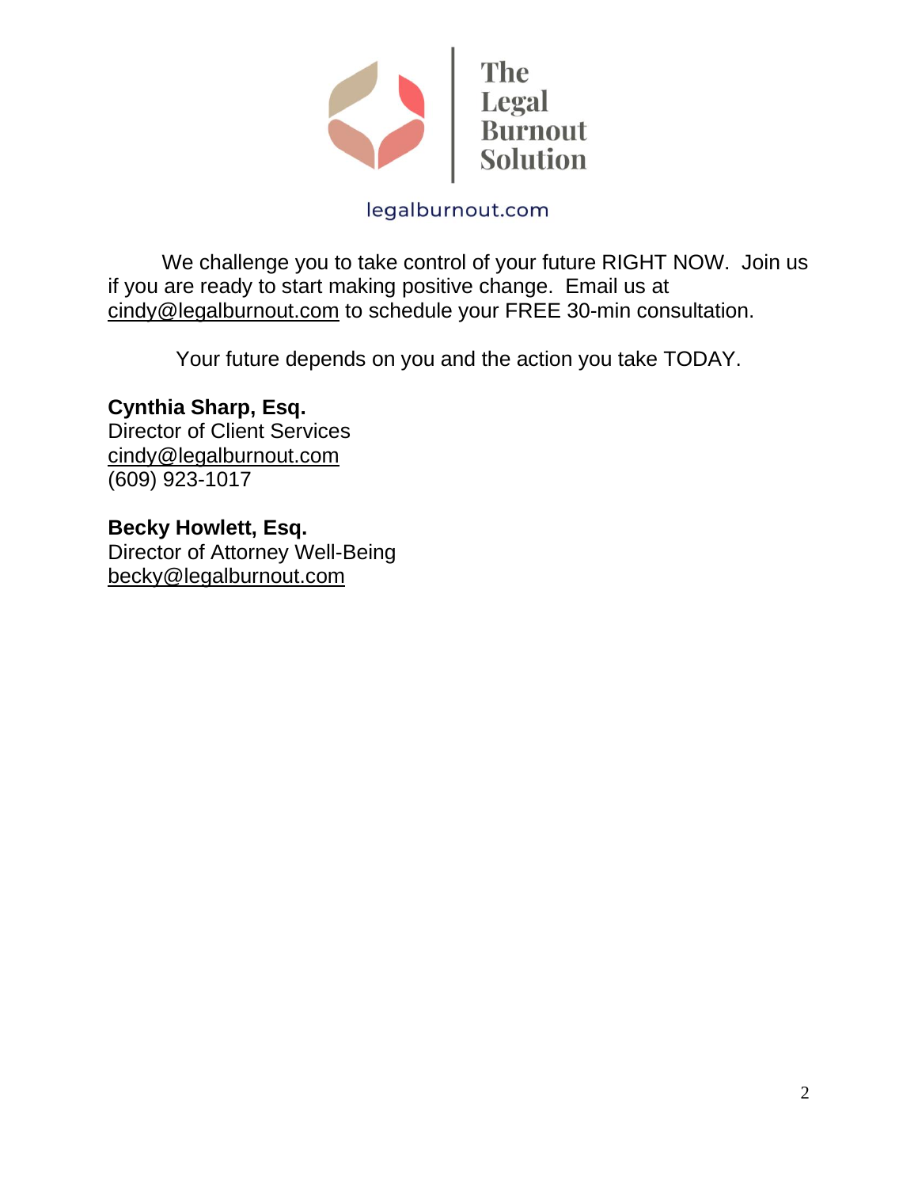The Legal Burnout Solution

legalburnout.com

We challenge you to take control of your future RIGHT NOW. Join us if you are ready to start making positive change. Email us at cindy@legalburnout.com to schedule your FREE 30-min consultation.

Your future depends on you and the action you take TODAY.

**Cynthia Sharp, Esq.**
Director of Client Services
cindy@legalburnout.com
(609) 923-1017

**Becky Howlett, Esq.**
Director of Attorney Well-Being
becky@legalburnout.com